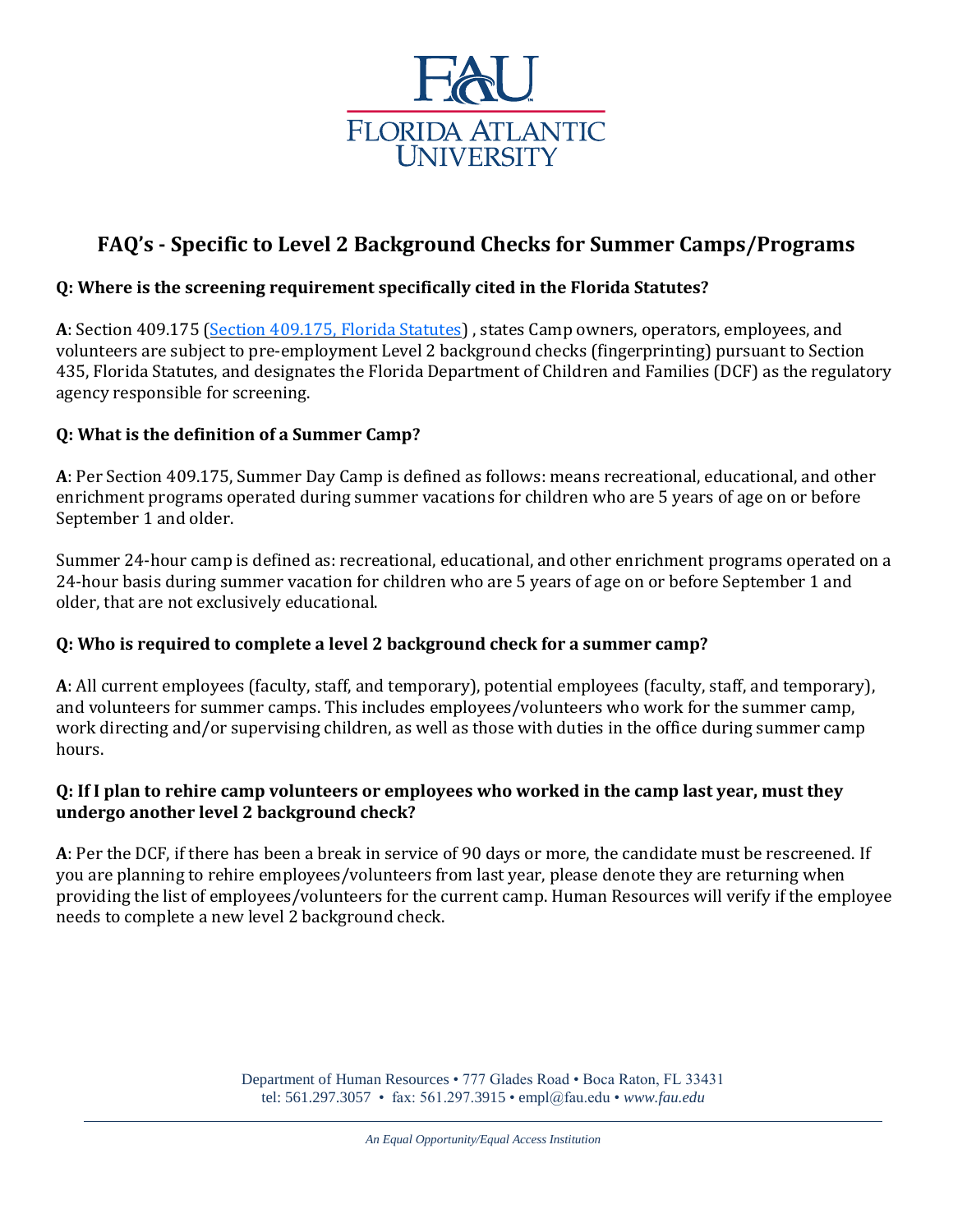FLORIDA ATLANTIC UNIVERSITY

# FAQ's - Specific to Level 2 Background Checks for Summer Camps/Programs

**Q: Where is the screening requirement specifically cited in the Florida Statutes?**

**A**: Section 409.175 (Section 409.175, Florida Statutes) , states Camp owners, operators, employees, and volunteers are subject to pre-employment Level 2 background checks (fingerprinting) pursuant to Section 435, Florida Statutes, and designates the Florida Department of Children and Families (DCF) as the regulatory agency responsible for screening.

**Q: What is the definition of a Summer Camp?**

**A**: Per Section 409.175, Summer Day Camp is defined as follows: means recreational, educational, and other enrichment programs operated during summer vacations for children who are 5 years of age on or before September 1 and older.

Summer 24-hour camp is defined as: recreational, educational, and other enrichment programs operated on a 24-hour basis during summer vacation for children who are 5 years of age on or before September 1 and older, that are not exclusively educational.

**Q: Who is required to complete a level 2 background check for a summer camp?**

**A**: All current employees (faculty, staff, and temporary), potential employees (faculty, staff, and temporary), and volunteers for summer camps. This includes employees/volunteers who work for the summer camp, work directing and/or supervising children, as well as those with duties in the office during summer camp hours.

**Q: If I plan to rehire camp volunteers or employees who worked in the camp last year, must they undergo another level 2 background check?**

**A**: Per the DCF, if there has been a break in service of 90 days or more, the candidate must be rescreened. If you are planning to rehire employees/volunteers from last year, please denote they are returning when providing the list of employees/volunteers for the current camp. Human Resources will verify if the employee needs to complete a new level 2 background check.

Department of Human Resources • 777 Glades Road • Boca Raton, FL 33431
tel: 561.297.3057 • fax: 561.297.3915 • empl@fau.edu • *www.fau.edu*

*An Equal Opportunity/Equal Access Institution*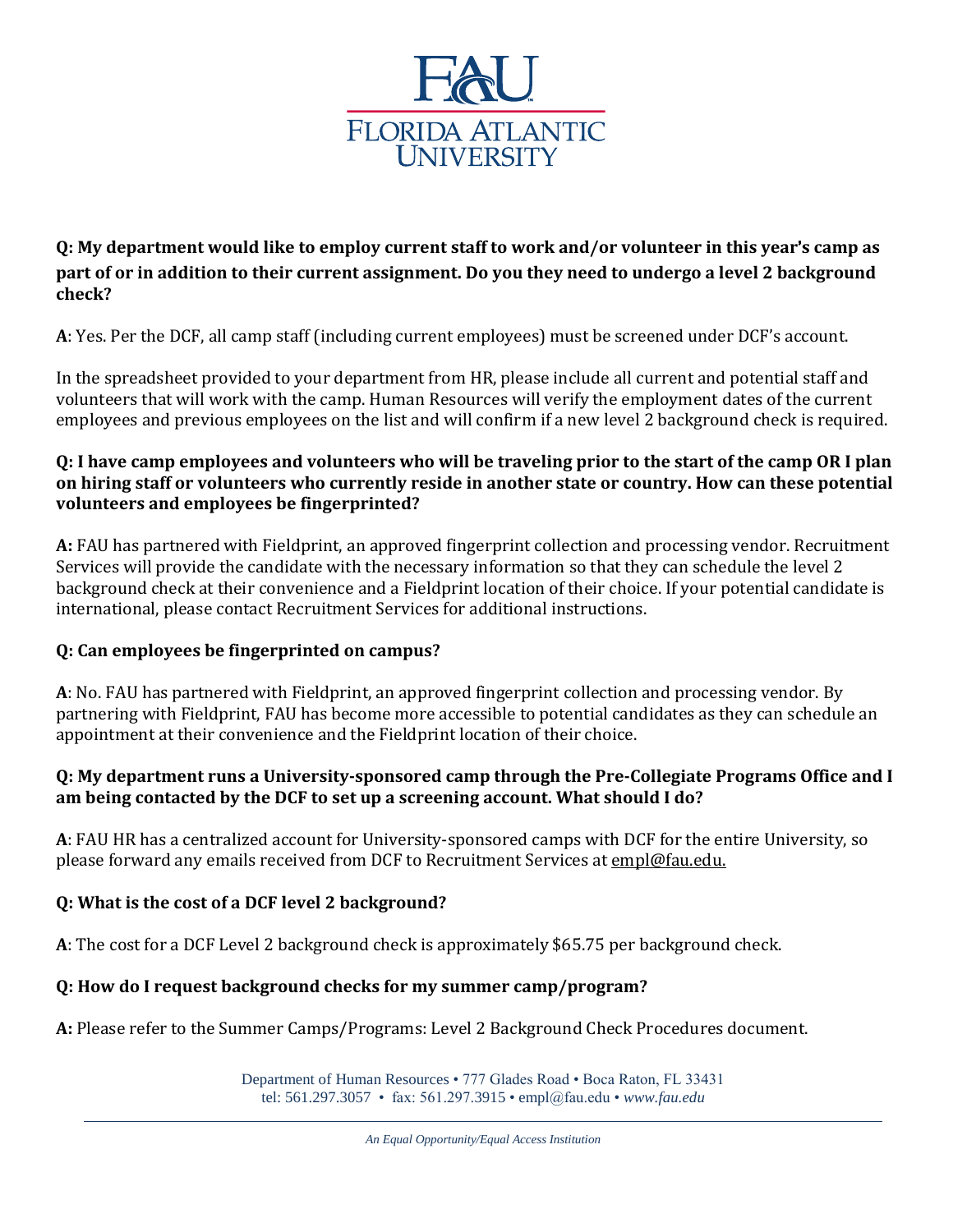**Q: My department would like to employ current staff to work and/or volunteer in this year's camp as part of or in addition to their current assignment. Do you they need to undergo a level 2 background check?**

**A**: Yes. Per the DCF, all camp staff (including current employees) must be screened under DCF's account.

In the spreadsheet provided to your department from HR, please include all current and potential staff and volunteers that will work with the camp. Human Resources will verify the employment dates of the current employees and previous employees on the list and will confirm if a new level 2 background check is required.

**Q: I have camp employees and volunteers who will be traveling prior to the start of the camp OR I plan on hiring staff or volunteers who currently reside in another state or country. How can these potential volunteers and employees be fingerprinted?**

**A:** FAU has partnered with Fieldprint, an approved fingerprint collection and processing vendor. Recruitment Services will provide the candidate with the necessary information so that they can schedule the level 2 background check at their convenience and a Fieldprint location of their choice. If your potential candidate is international, please contact Recruitment Services for additional instructions.

**Q: Can employees be fingerprinted on campus?**

**A**: No. FAU has partnered with Fieldprint, an approved fingerprint collection and processing vendor. By partnering with Fieldprint, FAU has become more accessible to potential candidates as they can schedule an appointment at their convenience and the Fieldprint location of their choice.

**Q: My department runs a University-sponsored camp through the Pre-Collegiate Programs Office and I am being contacted by the DCF to set up a screening account. What should I do?**

**A**: FAU HR has a centralized account for University-sponsored camps with DCF for the entire University, so please forward any emails received from DCF to Recruitment Services at empl@fau.edu.

**Q: What is the cost of a DCF level 2 background?**

**A**: The cost for a DCF Level 2 background check is approximately $65.75 per background check.

**Q: How do I request background checks for my summer camp/program?**

**A:** Please refer to the Summer Camps/Programs: Level 2 Background Check Procedures document.

Department of Human Resources • 777 Glades Road • Boca Raton, FL 33431
tel: 561.297.3057 • fax: 561.297.3915 • empl@fau.edu • *www.fau.edu*

*An Equal Opportunity/Equal Access Institution*